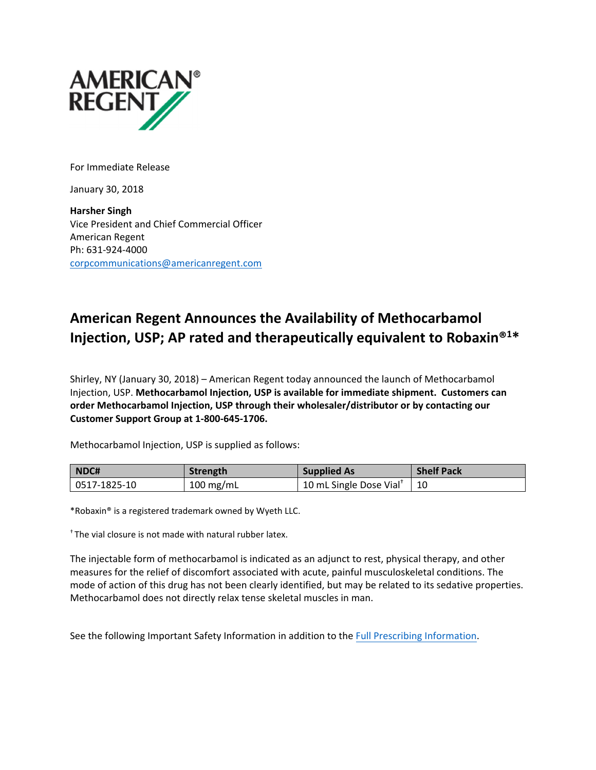AMERICAN® REGENT

For Immediate Release

January 30, 2018

**Harsher Singh**
Vice President and Chief Commercial Officer
American Regent
Ph: 631-924-4000
corpcommunications@americanregent.com

# American Regent Announces the Availability of Methocarbamol Injection, USP; AP rated and therapeutically equivalent to Robaxin®[1]*

Shirley, NY (January 30, 2018) – American Regent today announced the launch of Methocarbamol Injection, USP. **Methocarbamol Injection, USP is available for immediate shipment. Customers can order Methocarbamol Injection, USP through their wholesaler/distributor or by contacting our Customer Support Group at 1-800-645-1706.**

Methocarbamol Injection, USP is supplied as follows:

| NDC# | Strength | Supplied As | Shelf Pack |
|---|---|---|---|
| 0517-1825-10 | 100 mg/mL | 10 mL Single Dose Vial† | 10 |

*Robaxin® is a registered trademark owned by Wyeth LLC.

† The vial closure is not made with natural rubber latex.

The injectable form of methocarbamol is indicated as an adjunct to rest, physical therapy, and other measures for the relief of discomfort associated with acute, painful musculoskeletal conditions. The mode of action of this drug has not been clearly identified, but may be related to its sedative properties. Methocarbamol does not directly relax tense skeletal muscles in man.

See the following Important Safety Information in addition to the Full Prescribing Information.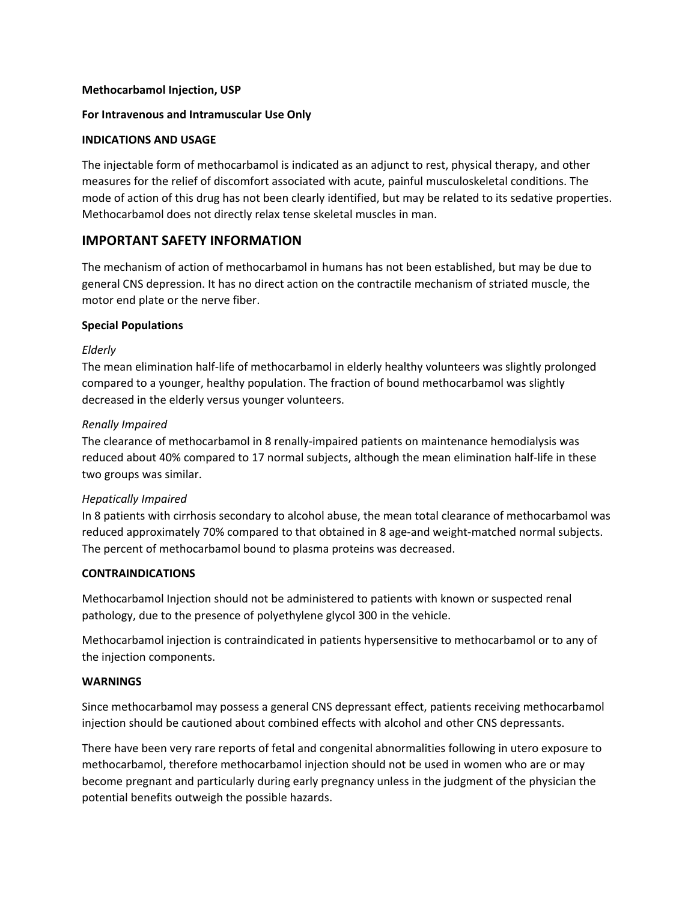**Methocarbamol Injection, USP**

**For Intravenous and Intramuscular Use Only**

**INDICATIONS AND USAGE**

The injectable form of methocarbamol is indicated as an adjunct to rest, physical therapy, and other measures for the relief of discomfort associated with acute, painful musculoskeletal conditions. The mode of action of this drug has not been clearly identified, but may be related to its sedative properties. Methocarbamol does not directly relax tense skeletal muscles in man.

## IMPORTANT SAFETY INFORMATION

The mechanism of action of methocarbamol in humans has not been established, but may be due to general CNS depression. It has no direct action on the contractile mechanism of striated muscle, the motor end plate or the nerve fiber.

**Special Populations**

*Elderly*
The mean elimination half-life of methocarbamol in elderly healthy volunteers was slightly prolonged compared to a younger, healthy population. The fraction of bound methocarbamol was slightly decreased in the elderly versus younger volunteers.

*Renally Impaired*
The clearance of methocarbamol in 8 renally-impaired patients on maintenance hemodialysis was reduced about 40% compared to 17 normal subjects, although the mean elimination half-life in these two groups was similar.

*Hepatically Impaired*
In 8 patients with cirrhosis secondary to alcohol abuse, the mean total clearance of methocarbamol was reduced approximately 70% compared to that obtained in 8 age-and weight-matched normal subjects. The percent of methocarbamol bound to plasma proteins was decreased.

**CONTRAINDICATIONS**

Methocarbamol Injection should not be administered to patients with known or suspected renal pathology, due to the presence of polyethylene glycol 300 in the vehicle.

Methocarbamol injection is contraindicated in patients hypersensitive to methocarbamol or to any of the injection components.

**WARNINGS**

Since methocarbamol may possess a general CNS depressant effect, patients receiving methocarbamol injection should be cautioned about combined effects with alcohol and other CNS depressants.

There have been very rare reports of fetal and congenital abnormalities following in utero exposure to methocarbamol, therefore methocarbamol injection should not be used in women who are or may become pregnant and particularly during early pregnancy unless in the judgment of the physician the potential benefits outweigh the possible hazards.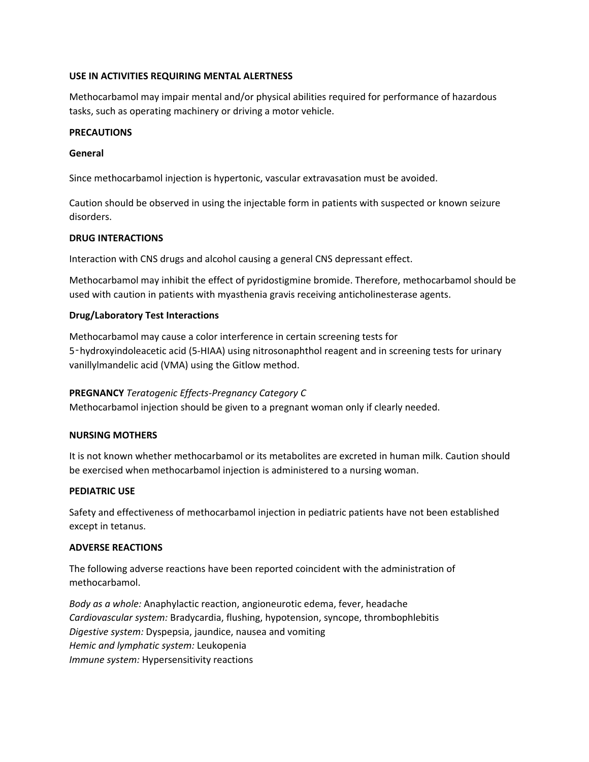**USE IN ACTIVITIES REQUIRING MENTAL ALERTNESS**

Methocarbamol may impair mental and/or physical abilities required for performance of hazardous tasks, such as operating machinery or driving a motor vehicle.

**PRECAUTIONS**

**General**

Since methocarbamol injection is hypertonic, vascular extravasation must be avoided.

Caution should be observed in using the injectable form in patients with suspected or known seizure disorders.

**DRUG INTERACTIONS**

Interaction with CNS drugs and alcohol causing a general CNS depressant effect.

Methocarbamol may inhibit the effect of pyridostigmine bromide. Therefore, methocarbamol should be used with caution in patients with myasthenia gravis receiving anticholinesterase agents.

**Drug/Laboratory Test Interactions**

Methocarbamol may cause a color interference in certain screening tests for 5‑hydroxyindoleacetic acid (5-HIAA) using nitrosonaphthol reagent and in screening tests for urinary vanillylmandelic acid (VMA) using the Gitlow method.

**PREGNANCY** *Teratogenic Effects-Pregnancy Category C*
Methocarbamol injection should be given to a pregnant woman only if clearly needed.

**NURSING MOTHERS**

It is not known whether methocarbamol or its metabolites are excreted in human milk. Caution should be exercised when methocarbamol injection is administered to a nursing woman.

**PEDIATRIC USE**

Safety and effectiveness of methocarbamol injection in pediatric patients have not been established except in tetanus.

**ADVERSE REACTIONS**

The following adverse reactions have been reported coincident with the administration of methocarbamol.

*Body as a whole:* Anaphylactic reaction, angioneurotic edema, fever, headache
*Cardiovascular system:* Bradycardia, flushing, hypotension, syncope, thrombophlebitis
*Digestive system:* Dyspepsia, jaundice, nausea and vomiting
*Hemic and lymphatic system:* Leukopenia
*Immune system:* Hypersensitivity reactions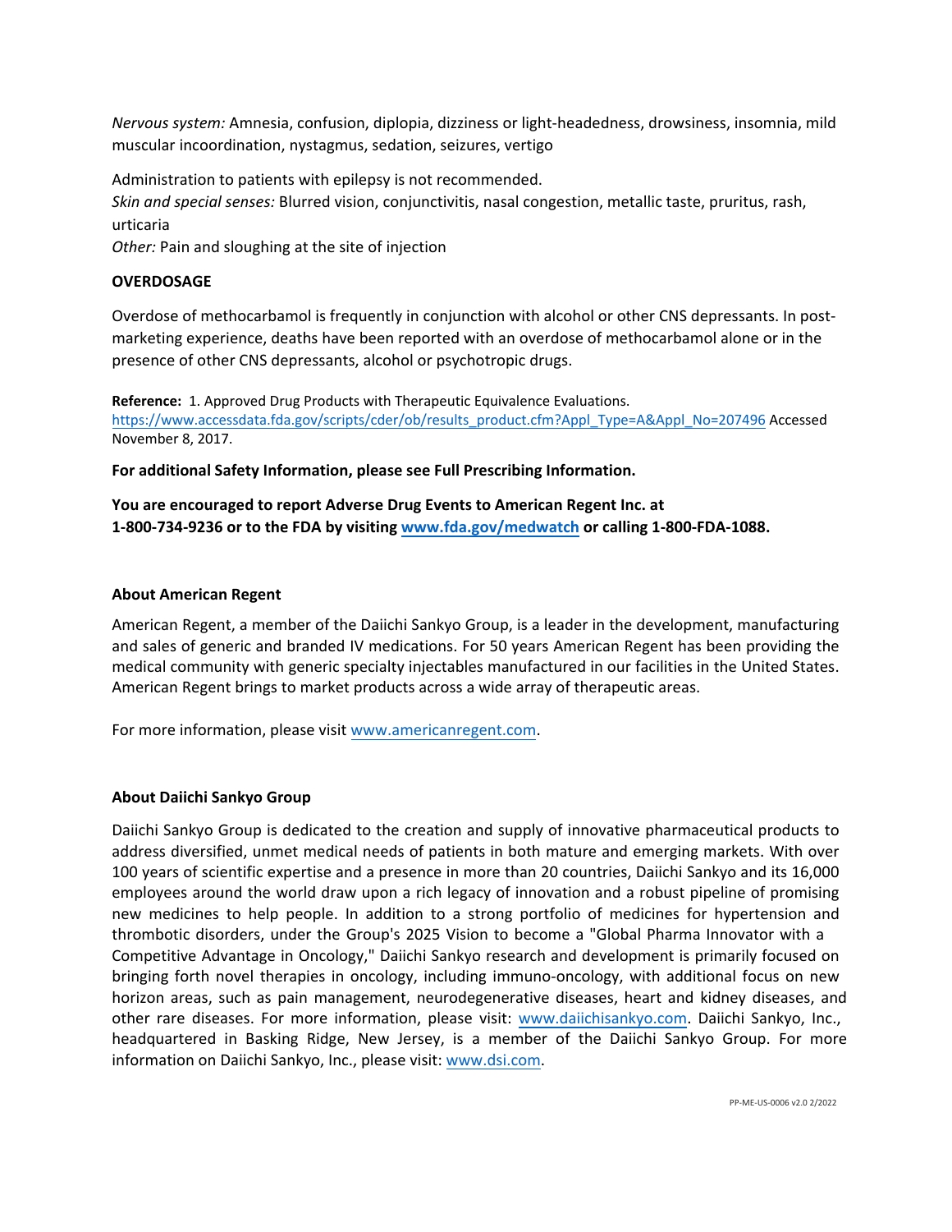*Nervous system:* Amnesia, confusion, diplopia, dizziness or light-headedness, drowsiness, insomnia, mild muscular incoordination, nystagmus, sedation, seizures, vertigo

Administration to patients with epilepsy is not recommended.
*Skin and special senses:* Blurred vision, conjunctivitis, nasal congestion, metallic taste, pruritus, rash, urticaria
*Other:* Pain and sloughing at the site of injection

**OVERDOSAGE**

Overdose of methocarbamol is frequently in conjunction with alcohol or other CNS depressants. In post-marketing experience, deaths have been reported with an overdose of methocarbamol alone or in the presence of other CNS depressants, alcohol or psychotropic drugs.

**Reference:** 1. Approved Drug Products with Therapeutic Equivalence Evaluations. https://www.accessdata.fda.gov/scripts/cder/ob/results_product.cfm?Appl_Type=A&Appl_No=207496 Accessed November 8, 2017.

**For additional Safety Information, please see Full Prescribing Information.**

**You are encouraged to report Adverse Drug Events to American Regent Inc. at 1-800-734-9236 or to the FDA by visiting www.fda.gov/medwatch or calling 1-800-FDA-1088.**

**About American Regent**

American Regent, a member of the Daiichi Sankyo Group, is a leader in the development, manufacturing and sales of generic and branded IV medications. For 50 years American Regent has been providing the medical community with generic specialty injectables manufactured in our facilities in the United States. American Regent brings to market products across a wide array of therapeutic areas.

For more information, please visit www.americanregent.com.

**About Daiichi Sankyo Group**

Daiichi Sankyo Group is dedicated to the creation and supply of innovative pharmaceutical products to address diversified, unmet medical needs of patients in both mature and emerging markets. With over 100 years of scientific expertise and a presence in more than 20 countries, Daiichi Sankyo and its 16,000 employees around the world draw upon a rich legacy of innovation and a robust pipeline of promising new medicines to help people. In addition to a strong portfolio of medicines for hypertension and thrombotic disorders, under the Group's 2025 Vision to become a "Global Pharma Innovator with a Competitive Advantage in Oncology," Daiichi Sankyo research and development is primarily focused on bringing forth novel therapies in oncology, including immuno-oncology, with additional focus on new horizon areas, such as pain management, neurodegenerative diseases, heart and kidney diseases, and other rare diseases. For more information, please visit: www.daiichisankyo.com. Daiichi Sankyo, Inc., headquartered in Basking Ridge, New Jersey, is a member of the Daiichi Sankyo Group. For more information on Daiichi Sankyo, Inc., please visit: www.dsi.com.

PP-ME-US-0006 v2.0 2/2022